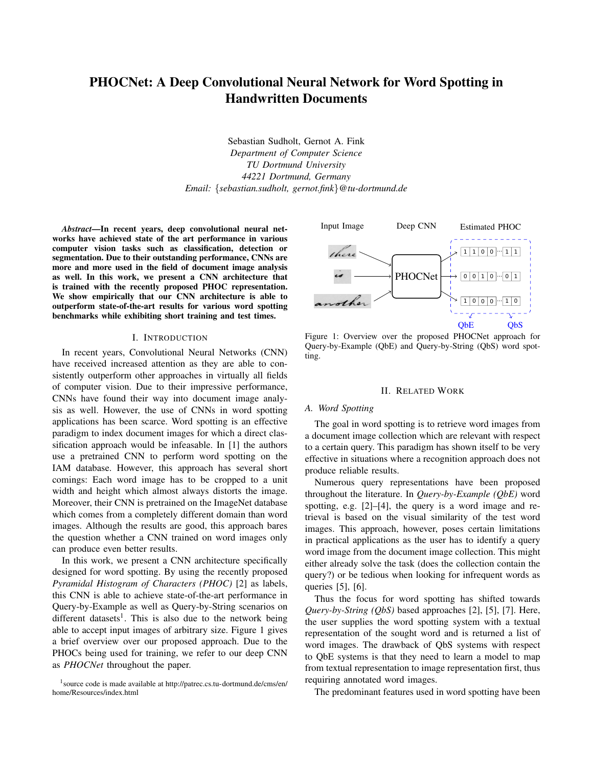# PHOCNet: A Deep Convolutional Neural Network for Word Spotting in Handwritten Documents

Sebastian Sudholt, Gernot A. Fink
*Department of Computer Science*
*TU Dortmund University*
*44221 Dortmund, Germany*
*Email: {sebastian.sudholt, gernot.fink}@tu-dortmund.de*

***Abstract*—In recent years, deep convolutional neural networks have achieved state of the art performance in various computer vision tasks such as classification, detection or segmentation. Due to their outstanding performance, CNNs are more and more used in the field of document image analysis as well. In this work, we present a CNN architecture that is trained with the recently proposed PHOC representation. We show empirically that our CNN architecture is able to outperform state-of-the-art results for various word spotting benchmarks while exhibiting short training and test times.**

## I. Introduction

In recent years, Convolutional Neural Networks (CNN) have received increased attention as they are able to consistently outperform other approaches in virtually all fields of computer vision. Due to their impressive performance, CNNs have found their way into document image analysis as well. However, the use of CNNs in word spotting applications has been scarce. Word spotting is an effective paradigm to index document images for which a direct classification approach would be infeasable. In [1] the authors use a pretrained CNN to perform word spotting on the IAM database. However, this approach has several short comings: Each word image has to be cropped to a unit width and height which almost always distorts the image. Moreover, their CNN is pretrained on the ImageNet database which comes from a completely different domain than word images. Although the results are good, this approach bares the question whether a CNN trained on word images only can produce even better results.

In this work, we present a CNN architecture specifically designed for word spotting. By using the recently proposed *Pyramidal Histogram of Characters (PHOC)* [2] as labels, this CNN is able to achieve state-of-the-art performance in Query-by-Example as well as Query-by-String scenarios on different datasets[1]. This is also due to the network being able to accept input images of arbitrary size. Figure 1 gives a brief overview over our proposed approach. Due to the PHOCs being used for training, we refer to our deep CNN as *PHOCNet* throughout the paper.

[1] source code is made available at http://patrec.cs.tu-dortmund.de/cms/en/home/Resources/index.html

Figure 1: Overview over the proposed PHOCNet approach for Query-by-Example (QbE) and Query-by-String (QbS) word spotting.

## II. Related Work

### A. Word Spotting

The goal in word spotting is to retrieve word images from a document image collection which are relevant with respect to a certain query. This paradigm has shown itself to be very effective in situations where a recognition approach does not produce reliable results.

Numerous query representations have been proposed throughout the literature. In *Query-by-Example (QbE)* word spotting, e.g. [2]–[4], the query is a word image and retrieval is based on the visual similarity of the test word images. This approach, however, poses certain limitations in practical applications as the user has to identify a query word image from the document image collection. This might either already solve the task (does the collection contain the query?) or be tedious when looking for infrequent words as queries [5], [6].

Thus the focus for word spotting has shifted towards *Query-by-String (QbS)* based approaches [2], [5], [7]. Here, the user supplies the word spotting system with a textual representation of the sought word and is returned a list of word images. The drawback of QbS systems with respect to QbE systems is that they need to learn a model to map from textual representation to image representation first, thus requiring annotated word images.

The predominant features used in word spotting have been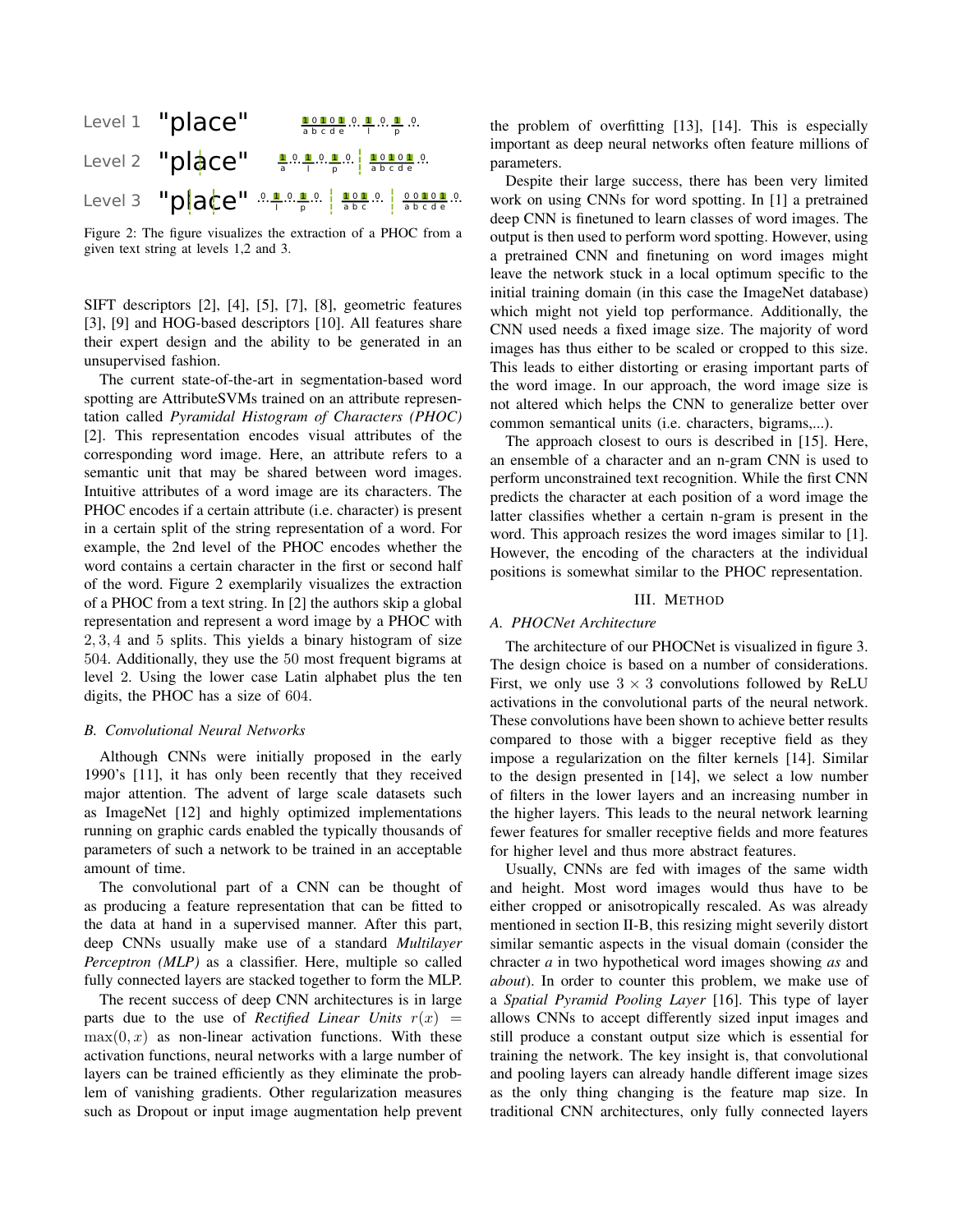Level 1 "place"

Level 2 "pl|ace"

Level 3 "p|la|ce"

Figure 2: The figure visualizes the extraction of a PHOC from a given text string at levels 1,2 and 3.

SIFT descriptors [2], [4], [5], [7], [8], geometric features [3], [9] and HOG-based descriptors [10]. All features share their expert design and the ability to be generated in an unsupervised fashion.

The current state-of-the-art in segmentation-based word spotting are AttributeSVMs trained on an attribute representation called *Pyramidal Histogram of Characters (PHOC)* [2]. This representation encodes visual attributes of the corresponding word image. Here, an attribute refers to a semantic unit that may be shared between word images. Intuitive attributes of a word image are its characters. The PHOC encodes if a certain attribute (i.e. character) is present in a certain split of the string representation of a word. For example, the 2nd level of the PHOC encodes whether the word contains a certain character in the first or second half of the word. Figure 2 exemplarily visualizes the extraction of a PHOC from a text string. In [2] the authors skip a global representation and represent a word image by a PHOC with $2, 3, 4$ and $5$ splits. This yields a binary histogram of size $504$. Additionally, they use the $50$ most frequent bigrams at level $2$. Using the lower case Latin alphabet plus the ten digits, the PHOC has a size of $604$.

### B. Convolutional Neural Networks

Although CNNs were initially proposed in the early 1990's [11], it has only been recently that they received major attention. The advent of large scale datasets such as ImageNet [12] and highly optimized implementations running on graphic cards enabled the typically thousands of parameters of such a network to be trained in an acceptable amount of time.

The convolutional part of a CNN can be thought of as producing a feature representation that can be fitted to the data at hand in a supervised manner. After this part, deep CNNs usually make use of a standard *Multilayer Perceptron (MLP)* as a classifier. Here, multiple so called fully connected layers are stacked together to form the MLP.

The recent success of deep CNN architectures is in large parts due to the use of *Rectified Linear Units* $r(x) = \max(0, x)$ as non-linear activation functions. With these activation functions, neural networks with a large number of layers can be trained efficiently as they eliminate the problem of vanishing gradients. Other regularization measures such as Dropout or input image augmentation help prevent the problem of overfitting [13], [14]. This is especially important as deep neural networks often feature millions of parameters.

Despite their large success, there has been very limited work on using CNNs for word spotting. In [1] a pretrained deep CNN is finetuned to learn classes of word images. The output is then used to perform word spotting. However, using a pretrained CNN and finetuning on word images might leave the network stuck in a local optimum specific to the initial training domain (in this case the ImageNet database) which might not yield top performance. Additionally, the CNN used needs a fixed image size. The majority of word images has thus either to be scaled or cropped to this size. This leads to either distorting or erasing important parts of the word image. In our approach, the word image size is not altered which helps the CNN to generalize better over common semantical units (i.e. characters, bigrams,...).

The approach closest to ours is described in [15]. Here, an ensemble of a character and an n-gram CNN is used to perform unconstrained text recognition. While the first CNN predicts the character at each position of a word image the latter classifies whether a certain n-gram is present in the word. This approach resizes the word images similar to [1]. However, the encoding of the characters at the individual positions is somewhat similar to the PHOC representation.

## III. Method

### A. PHOCNet Architecture

The architecture of our PHOCNet is visualized in figure 3. The design choice is based on a number of considerations. First, we only use $3 \times 3$ convolutions followed by ReLU activations in the convolutional parts of the neural network. These convolutions have been shown to achieve better results compared to those with a bigger receptive field as they impose a regularization on the filter kernels [14]. Similar to the design presented in [14], we select a low number of filters in the lower layers and an increasing number in the higher layers. This leads to the neural network learning fewer features for smaller receptive fields and more features for higher level and thus more abstract features.

Usually, CNNs are fed with images of the same width and height. Most word images would thus have to be either cropped or anisotropically rescaled. As was already mentioned in section II-B, this resizing might severily distort similar semantic aspects in the visual domain (consider the chracter *a* in two hypothetical word images showing *as* and *about*). In order to counter this problem, we make use of a *Spatial Pyramid Pooling Layer* [16]. This type of layer allows CNNs to accept differently sized input images and still produce a constant output size which is essential for training the network. The key insight is, that convolutional and pooling layers can already handle different image sizes as the only thing changing is the feature map size. In traditional CNN architectures, only fully connected layers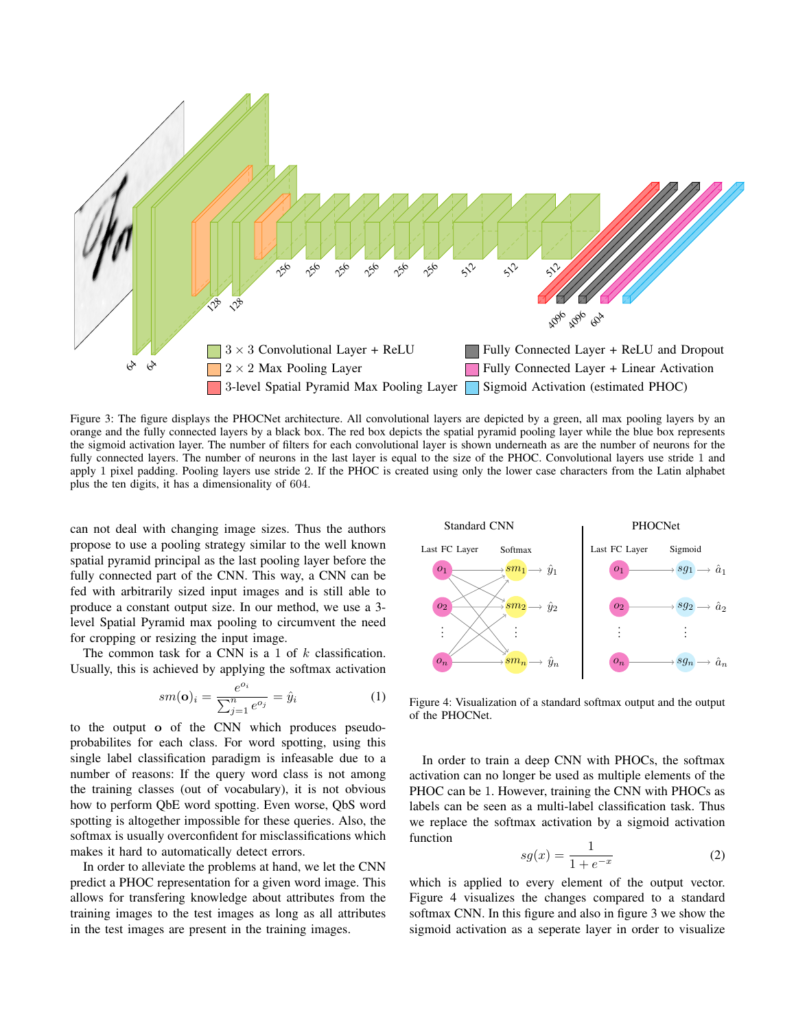Figure 3: The figure displays the PHOCNet architecture. All convolutional layers are depicted by a green, all max pooling layers by an orange and the fully connected layers by a black box. The red box depicts the spatial pyramid pooling layer while the blue box represents the sigmoid activation layer. The number of filters for each convolutional layer is shown underneath as are the number of neurons for the fully connected layers. The number of neurons in the last layer is equal to the size of the PHOC. Convolutional layers use stride 1 and apply 1 pixel padding. Pooling layers use stride 2. If the PHOC is created using only the lower case characters from the Latin alphabet plus the ten digits, it has a dimensionality of 604.

can not deal with changing image sizes. Thus the authors propose to use a pooling strategy similar to the well known spatial pyramid principal as the last pooling layer before the fully connected part of the CNN. This way, a CNN can be fed with arbitrarily sized input images and is still able to produce a constant output size. In our method, we use a 3-level Spatial Pyramid max pooling to circumvent the need for cropping or resizing the input image.

The common task for a CNN is a 1 of $k$ classification. Usually, this is achieved by applying the softmax activation

$$sm(\mathbf{o})_i = \frac{e^{o_i}}{\sum_{j=1}^{n} e^{o_j}} = \hat{y}_i \tag{1}$$

to the output $\mathbf{o}$ of the CNN which produces pseudo-probabilites for each class. For word spotting, using this single label classification paradigm is infeasable due to a number of reasons: If the query word class is not among the training classes (out of vocabulary), it is not obvious how to perform QbE word spotting. Even worse, QbS word spotting is altogether impossible for these queries. Also, the softmax is usually overconfident for misclassifications which makes it hard to automatically detect errors.

In order to alleviate the problems at hand, we let the CNN predict a PHOC representation for a given word image. This allows for transfering knowledge about attributes from the training images to the test images as long as all attributes in the test images are present in the training images.

Figure 4: Visualization of a standard softmax output and the output of the PHOCNet.

In order to train a deep CNN with PHOCs, the softmax activation can no longer be used as multiple elements of the PHOC can be 1. However, training the CNN with PHOCs as labels can be seen as a multi-label classification task. Thus we replace the softmax activation by a sigmoid activation function

$$sg(x) = \frac{1}{1 + e^{-x}} \tag{2}$$

which is applied to every element of the output vector. Figure 4 visualizes the changes compared to a standard softmax CNN. In this figure and also in figure 3 we show the sigmoid activation as a seperate layer in order to visualize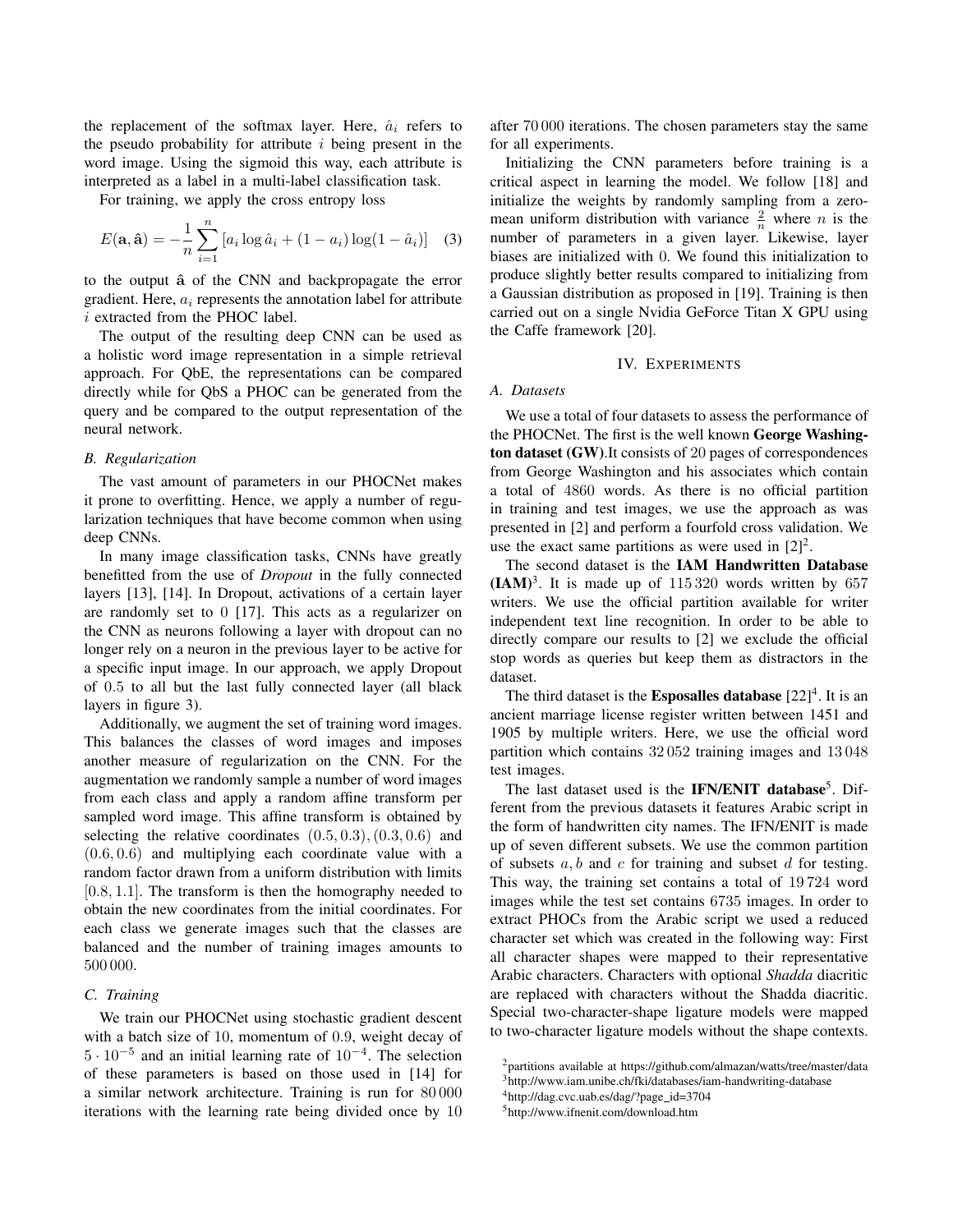the replacement of the softmax layer. Here, $\hat{a}_i$ refers to the pseudo probability for attribute $i$ being present in the word image. Using the sigmoid this way, each attribute is interpreted as a label in a multi-label classification task.

For training, we apply the cross entropy loss

$$E(\mathbf{a}, \hat{\mathbf{a}}) = -\frac{1}{n} \sum_{i=1}^{n} \left[ a_i \log \hat{a}_i + (1 - a_i) \log(1 - \hat{a}_i) \right] \quad (3)$$

to the output $\hat{\mathbf{a}}$ of the CNN and backpropagate the error gradient. Here, $a_i$ represents the annotation label for attribute $i$ extracted from the PHOC label.

The output of the resulting deep CNN can be used as a holistic word image representation in a simple retrieval approach. For QbE, the representations can be compared directly while for QbS a PHOC can be generated from the query and be compared to the output representation of the neural network.

### B. Regularization

The vast amount of parameters in our PHOCNet makes it prone to overfitting. Hence, we apply a number of regularization techniques that have become common when using deep CNNs.

In many image classification tasks, CNNs have greatly benefitted from the use of *Dropout* in the fully connected layers [13], [14]. In Dropout, activations of a certain layer are randomly set to 0 [17]. This acts as a regularizer on the CNN as neurons following a layer with dropout can no longer rely on a neuron in the previous layer to be active for a specific input image. In our approach, we apply Dropout of 0.5 to all but the last fully connected layer (all black layers in figure 3).

Additionally, we augment the set of training word images. This balances the classes of word images and imposes another measure of regularization on the CNN. For the augmentation we randomly sample a number of word images from each class and apply a random affine transform per sampled word image. This affine transform is obtained by selecting the relative coordinates $(0.5, 0.3), (0.3, 0.6)$ and $(0.6, 0.6)$ and multiplying each coordinate value with a random factor drawn from a uniform distribution with limits $[0.8, 1.1]$. The transform is then the homography needed to obtain the new coordinates from the initial coordinates. For each class we generate images such that the classes are balanced and the number of training images amounts to 500 000.

### C. Training

We train our PHOCNet using stochastic gradient descent with a batch size of 10, momentum of 0.9, weight decay of $5 \cdot 10^{-5}$ and an initial learning rate of $10^{-4}$. The selection of these parameters is based on those used in [14] for a similar network architecture. Training is run for 80 000 iterations with the learning rate being divided once by 10 after 70 000 iterations. The chosen parameters stay the same for all experiments.

Initializing the CNN parameters before training is a critical aspect in learning the model. We follow [18] and initialize the weights by randomly sampling from a zero-mean uniform distribution with variance $\frac{2}{n}$ where $n$ is the number of parameters in a given layer. Likewise, layer biases are initialized with 0. We found this initialization to produce slightly better results compared to initializing from a Gaussian distribution as proposed in [19]. Training is then carried out on a single Nvidia GeForce Titan X GPU using the Caffe framework [20].

## IV. Experiments

### A. Datasets

We use a total of four datasets to assess the performance of the PHOCNet. The first is the well known **George Washington dataset (GW)**.It consists of 20 pages of correspondences from George Washington and his associates which contain a total of 4860 words. As there is no official partition in training and test images, we use the approach as was presented in [2] and perform a fourfold cross validation. We use the exact same partitions as were used in [2][2].

The second dataset is the **IAM Handwritten Database (IAM)**[3]. It is made up of 115 320 words written by 657 writers. We use the official partition available for writer independent text line recognition. In order to be able to directly compare our results to [2] we exclude the official stop words as queries but keep them as distractors in the dataset.

The third dataset is the **Esposalles database** [22][4]. It is an ancient marriage license register written between 1451 and 1905 by multiple writers. Here, we use the official word partition which contains 32 052 training images and 13 048 test images.

The last dataset used is the **IFN/ENIT database**[5]. Different from the previous datasets it features Arabic script in the form of handwritten city names. The IFN/ENIT is made up of seven different subsets. We use the common partition of subsets $a, b$ and $c$ for training and subset $d$ for testing. This way, the training set contains a total of 19 724 word images while the test set contains 6735 images. In order to extract PHOCs from the Arabic script we used a reduced character set which was created in the following way: First all character shapes were mapped to their representative Arabic characters. Characters with optional *Shadda* diacritic are replaced with characters without the Shadda diacritic. Special two-character-shape ligature models were mapped to two-character ligature models without the shape contexts.

[2] partitions available at https://github.com/almazan/watts/tree/master/data

[3] http://www.iam.unibe.ch/fki/databases/iam-handwriting-database

[4] http://dag.cvc.uab.es/dag/?page_id=3704

[5] http://www.ifnenit.com/download.htm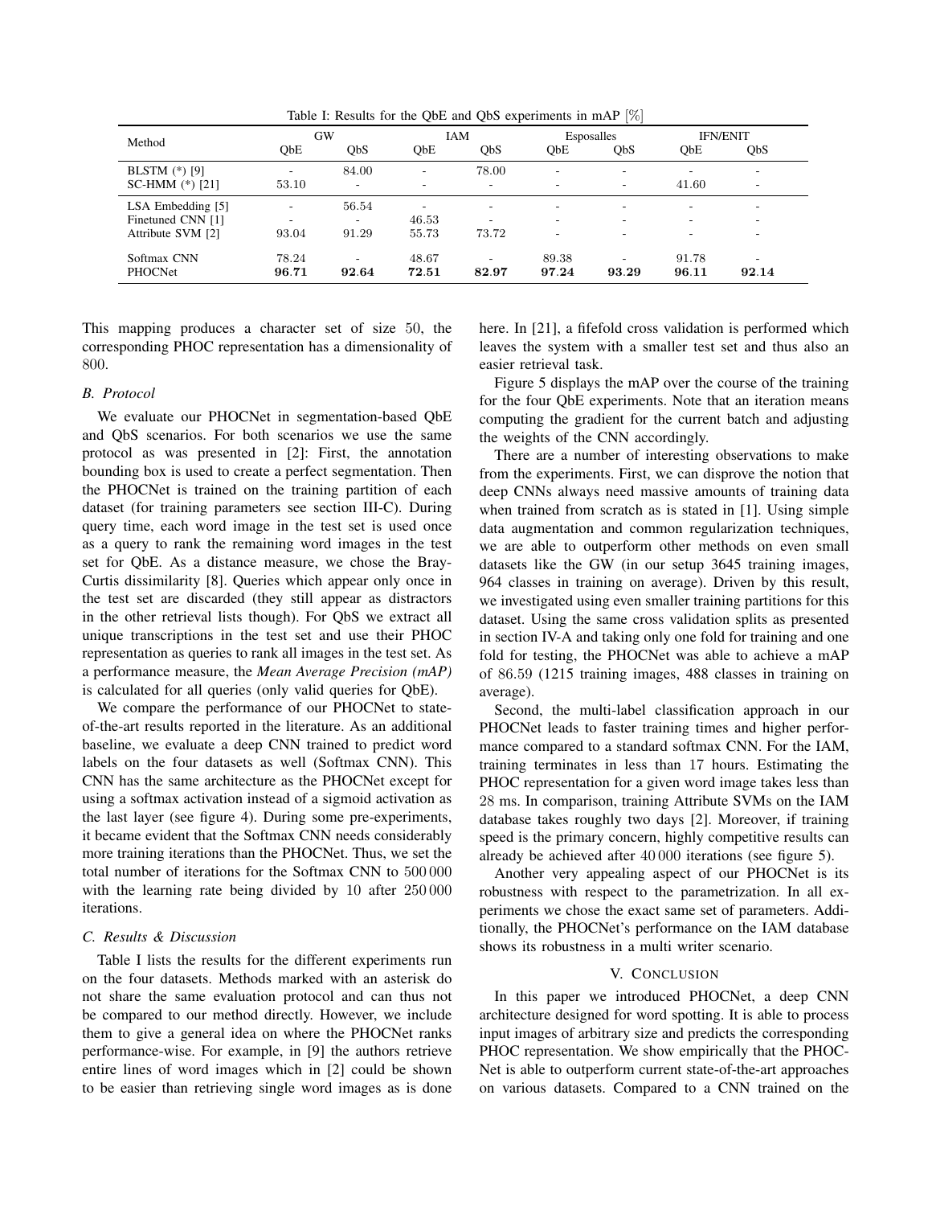Table I: Results for the QbE and QbS experiments in mAP [%]

| Method | GW | | IAM | | Esposalles | | IFN/ENIT | |
|---|---|---|---|---|---|---|---|---|
| | QbE | QbS | QbE | QbS | QbE | QbS | QbE | QbS |
| BLSTM (*) [9] | - | 84.00 | - | 78.00 | - | - | - | - |
| SC-HMM (*) [21] | 53.10 | - | - | - | - | - | 41.60 | - |
| LSA Embedding [5] | - | 56.54 | - | - | - | - | - | - |
| Finetuned CNN [1] | - | - | 46.53 | - | - | - | - | - |
| Attribute SVM [2] | 93.04 | 91.29 | 55.73 | 73.72 | - | - | - | - |
| Softmax CNN | 78.24 | - | 48.67 | - | 89.38 | - | 91.78 | - |
| PHOCNet | **96.71** | **92.64** | **72.51** | **82.97** | **97.24** | **93.29** | **96.11** | **92.14** |

This mapping produces a character set of size 50, the corresponding PHOC representation has a dimensionality of 800.

### B. Protocol

We evaluate our PHOCNet in segmentation-based QbE and QbS scenarios. For both scenarios we use the same protocol as was presented in [2]: First, the annotation bounding box is used to create a perfect segmentation. Then the PHOCNet is trained on the training partition of each dataset (for training parameters see section III-C). During query time, each word image in the test set is used once as a query to rank the remaining word images in the test set for QbE. As a distance measure, we chose the Bray-Curtis dissimilarity [8]. Queries which appear only once in the test set are discarded (they still appear as distractors in the other retrieval lists though). For QbS we extract all unique transcriptions in the test set and use their PHOC representation as queries to rank all images in the test set. As a performance measure, the *Mean Average Precision (mAP)* is calculated for all queries (only valid queries for QbE).

We compare the performance of our PHOCNet to state-of-the-art results reported in the literature. As an additional baseline, we evaluate a deep CNN trained to predict word labels on the four datasets as well (Softmax CNN). This CNN has the same architecture as the PHOCNet except for using a softmax activation instead of a sigmoid activation as the last layer (see figure 4). During some pre-experiments, it became evident that the Softmax CNN needs considerably more training iterations than the PHOCNet. Thus, we set the total number of iterations for the Softmax CNN to 500 000 with the learning rate being divided by 10 after 250 000 iterations.

### C. Results & Discussion

Table I lists the results for the different experiments run on the four datasets. Methods marked with an asterisk do not share the same evaluation protocol and can thus not be compared to our method directly. However, we include them to give a general idea on where the PHOCNet ranks performance-wise. For example, in [9] the authors retrieve entire lines of word images which in [2] could be shown to be easier than retrieving single word images as is done here. In [21], a fifefold cross validation is performed which leaves the system with a smaller test set and thus also an easier retrieval task.

Figure 5 displays the mAP over the course of the training for the four QbE experiments. Note that an iteration means computing the gradient for the current batch and adjusting the weights of the CNN accordingly.

There are a number of interesting observations to make from the experiments. First, we can disprove the notion that deep CNNs always need massive amounts of training data when trained from scratch as is stated in [1]. Using simple data augmentation and common regularization techniques, we are able to outperform other methods on even small datasets like the GW (in our setup 3645 training images, 964 classes in training on average). Driven by this result, we investigated using even smaller training partitions for this dataset. Using the same cross validation splits as presented in section IV-A and taking only one fold for training and one fold for testing, the PHOCNet was able to achieve a mAP of 86.59 (1215 training images, 488 classes in training on average).

Second, the multi-label classification approach in our PHOCNet leads to faster training times and higher performance compared to a standard softmax CNN. For the IAM, training terminates in less than 17 hours. Estimating the PHOC representation for a given word image takes less than 28 ms. In comparison, training Attribute SVMs on the IAM database takes roughly two days [2]. Moreover, if training speed is the primary concern, highly competitive results can already be achieved after 40 000 iterations (see figure 5).

Another very appealing aspect of our PHOCNet is its robustness with respect to the parametrization. In all experiments we chose the exact same set of parameters. Additionally, the PHOCNet's performance on the IAM database shows its robustness in a multi writer scenario.

## V. Conclusion

In this paper we introduced PHOCNet, a deep CNN architecture designed for word spotting. It is able to process input images of arbitrary size and predicts the corresponding PHOC representation. We show empirically that the PHOCNet is able to outperform current state-of-the-art approaches on various datasets. Compared to a CNN trained on the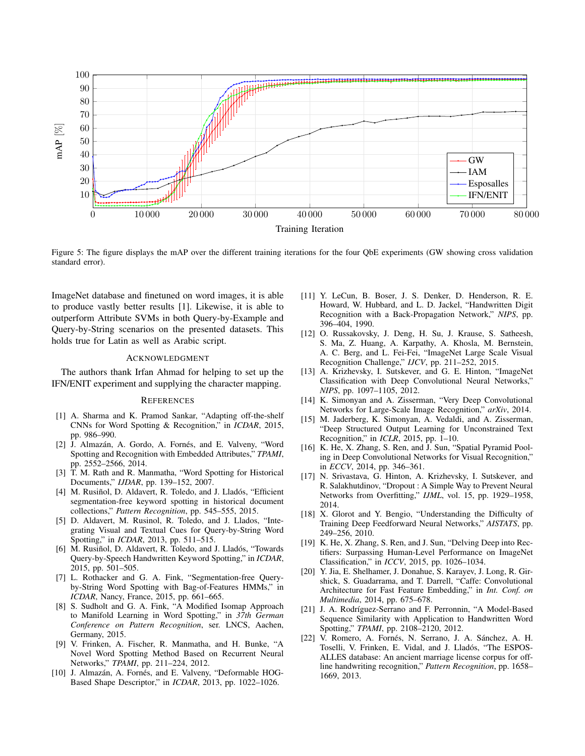100
90
80
70
60
50
40
30
20
10
mAP [%]
0
10 000
20 000
30 000
40 000
50 000
60 000
70 000
80 000
Training Iteration
GW
IAM
Esposalles
IFN/ENIT

Figure 5: The figure displays the mAP over the different training iterations for the four QbE experiments (GW showing cross validation standard error).

ImageNet database and finetuned on word images, it is able to produce vastly better results [1]. Likewise, it is able to outperform Attribute SVMs in both Query-by-Example and Query-by-String scenarios on the presented datasets. This holds true for Latin as well as Arabic script.

## Acknowledgment

The authors thank Irfan Ahmad for helping to set up the IFN/ENIT experiment and supplying the character mapping.

## References

[1] A. Sharma and K. Pramod Sankar, "Adapting off-the-shelf CNNs for Word Spotting & Recognition," in *ICDAR*, 2015, pp. 986–990.

[2] J. Almazán, A. Gordo, A. Fornés, and E. Valveny, "Word Spotting and Recognition with Embedded Attributes," *TPAMI*, pp. 2552–2566, 2014.

[3] T. M. Rath and R. Manmatha, "Word Spotting for Historical Documents," *IJDAR*, pp. 139–152, 2007.

[4] M. Rusiñol, D. Aldavert, R. Toledo, and J. Lladós, "Efficient segmentation-free keyword spotting in historical document collections," *Pattern Recognition*, pp. 545–555, 2015.

[5] D. Aldavert, M. Rusinol, R. Toledo, and J. Llados, "Integrating Visual and Textual Cues for Query-by-String Word Spotting," in *ICDAR*, 2013, pp. 511–515.

[6] M. Rusiñol, D. Aldavert, R. Toledo, and J. Lladós, "Towards Query-by-Speech Handwritten Keyword Spotting," in *ICDAR*, 2015, pp. 501–505.

[7] L. Rothacker and G. A. Fink, "Segmentation-free Query-by-String Word Spotting with Bag-of-Features HMMs," in *ICDAR*, Nancy, France, 2015, pp. 661–665.

[8] S. Sudholt and G. A. Fink, "A Modified Isomap Approach to Manifold Learning in Word Spotting," in *37th German Conference on Pattern Recognition*, ser. LNCS, Aachen, Germany, 2015.

[9] V. Frinken, A. Fischer, R. Manmatha, and H. Bunke, "A Novel Word Spotting Method Based on Recurrent Neural Networks," *TPAMI*, pp. 211–224, 2012.

[10] J. Almazán, A. Fornés, and E. Valveny, "Deformable HOG-Based Shape Descriptor," in *ICDAR*, 2013, pp. 1022–1026.

[11] Y. LeCun, B. Boser, J. S. Denker, D. Henderson, R. E. Howard, W. Hubbard, and L. D. Jackel, "Handwritten Digit Recognition with a Back-Propagation Network," *NIPS*, pp. 396–404, 1990.

[12] O. Russakovsky, J. Deng, H. Su, J. Krause, S. Satheesh, S. Ma, Z. Huang, A. Karpathy, A. Khosla, M. Bernstein, A. C. Berg, and L. Fei-Fei, "ImageNet Large Scale Visual Recognition Challenge," *IJCV*, pp. 211–252, 2015.

[13] A. Krizhevsky, I. Sutskever, and G. E. Hinton, "ImageNet Classification with Deep Convolutional Neural Networks," *NIPS*, pp. 1097–1105, 2012.

[14] K. Simonyan and A. Zisserman, "Very Deep Convolutional Networks for Large-Scale Image Recognition," *arXiv*, 2014.

[15] M. Jaderberg, K. Simonyan, A. Vedaldi, and A. Zisserman, "Deep Structured Output Learning for Unconstrained Text Recognition," in *ICLR*, 2015, pp. 1–10.

[16] K. He, X. Zhang, S. Ren, and J. Sun, "Spatial Pyramid Pooling in Deep Convolutional Networks for Visual Recognition," in *ECCV*, 2014, pp. 346–361.

[17] N. Srivastava, G. Hinton, A. Krizhevsky, I. Sutskever, and R. Salakhutdinov, "Dropout : A Simple Way to Prevent Neural Networks from Overfitting," *IJML*, vol. 15, pp. 1929–1958, 2014.

[18] X. Glorot and Y. Bengio, "Understanding the Difficulty of Training Deep Feedforward Neural Networks," *AISTATS*, pp. 249–256, 2010.

[19] K. He, X. Zhang, S. Ren, and J. Sun, "Delving Deep into Rectifiers: Surpassing Human-Level Performance on ImageNet Classification," in *ICCV*, 2015, pp. 1026–1034.

[20] Y. Jia, E. Shelhamer, J. Donahue, S. Karayev, J. Long, R. Girshick, S. Guadarrama, and T. Darrell, "Caffe: Convolutional Architecture for Fast Feature Embedding," in *Int. Conf. on Multimedia*, 2014, pp. 675–678.

[21] J. A. Rodríguez-Serrano and F. Perronnin, "A Model-Based Sequence Similarity with Application to Handwritten Word Spotting," *TPAMI*, pp. 2108–2120, 2012.

[22] V. Romero, A. Fornés, N. Serrano, J. A. Sánchez, A. H. Toselli, V. Frinken, E. Vidal, and J. Lladós, "The ESPOSALLES database: An ancient marriage license corpus for off-line handwriting recognition," *Pattern Recognition*, pp. 1658–1669, 2013.